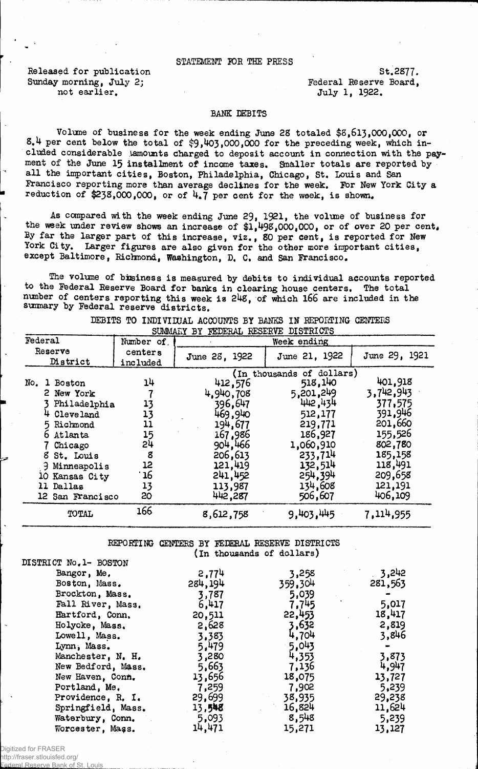STATEMENT FOR THE PRESS

Released for publication Sunday morning, July 2; not earlier.

St.2877.
Federal Reserve Board,
July 1, 1922.

## BANK DEBITS

Volume of business for the week ending June 28 totaled $8,613,000,000, or 8.4 per cent below the total of $9,403,000,000 for the preceding week, which included considerable amounts charged to deposit account in connection with the payment of the June 15 installment of income taxes. Smaller totals are reported by all the important cities, Boston, Philadelphia, Chicago, St. Louis and San Francisco reporting more than average declines for the week. For New York City a reduction of $238,000,000, or of 4.7 per cent for the week, is shown.

As compared with the week ending June 29, 1921, the volume of business for the week under review shows an increase of $1,498,000,000, or of over 20 per cent. By far the larger part of this increase, viz., 80 per cent, is reported for New York City. Larger figures are also given for the other more important cities, except Baltimore, Richmond, Washington, D. C. and San Francisco.

The volume of business is measured by debits to individual accounts reported to the Federal Reserve Board for banks in clearing house centers. The total number of centers reporting this week is 248, of which 166 are included in the summary by Federal reserve districts.

DEBITS TO INDIVIDUAL ACCOUNTS BY BANKS IN REPORTING CENTERS
SUMMARY BY FEDERAL RESERVE DISTRICTS

| Federal Reserve District | Number of centers included | Week ending June 28, 1922 | June 21, 1922 | June 29, 1921 |
|---|---|---|---|---|
| | | (In thousands of dollars) | | |
| No. 1 Boston | 14 | 412,576 | 518,140 | 401,918 |
| 2 New York | 7 | 4,940,708 | 5,201,249 | 3,742,943 |
| 3 Philadelphia | 13 | 396,647 | 442,434 | 377,575 |
| 4 Cleveland | 13 | 469,940 | 512,177 | 391,946 |
| 5 Richmond | 11 | 194,677 | 219,771 | 201,660 |
| 6 Atlanta | 15 | 167,986 | 186,927 | 155,526 |
| 7 Chicago | 24 | 904,466 | 1,060,910 | 802,780 |
| 8 St. Louis | 8 | 206,613 | 233,714 | 185,158 |
| 9 Minneapolis | 12 | 121,419 | 132,514 | 118,491 |
| 10 Kansas City | 16 | 241,452 | 254,394 | 209,658 |
| 11 Dallas | 13 | 113,987 | 134,608 | 121,191 |
| 12 San Francisco | 20 | 442,287 | 506,607 | 406,109 |
| TOTAL | 166 | 8,612,758 | 9,403,445 | 7,114,955 |

REPORTING CENTERS BY FEDERAL RESERVE DISTRICTS
(In thousands of dollars)

| DISTRICT No.1- BOSTON | June 28, 1922 | June 21, 1922 | June 29, 1921 |
|---|---|---|---|
| Bangor, Me. | 2,774 | 3,258 | 3,242 |
| Boston, Mass. | 284,194 | 359,304 | 281,563 |
| Brockton, Mass. | 3,787 | 5,039 | - |
| Fall River, Mass. | 6,417 | 7,745 | 5,017 |
| Hartford, Conn. | 20,511 | 22,453 | 18,417 |
| Holyoke, Mass. | 2,628 | 3,632 | 2,819 |
| Lowell, Mass. | 3,383 | 4,704 | 3,846 |
| Lynn, Mass. | 5,479 | 5,043 | - |
| Manchester, N. H. | 3,280 | 4,353 | 3,873 |
| New Bedford, Mass. | 5,663 | 7,136 | 4,947 |
| New Haven, Conn. | 13,656 | 18,075 | 13,727 |
| Portland, Me. | 7,259 | 7,902 | 5,239 |
| Providence, R. I. | 29,699 | 38,935 | 29,238 |
| Springfield, Mass. | 13,548 | 16,824 | 11,624 |
| Waterbury, Conn. | 5,093 | 8,548 | 5,239 |
| Worcester, Mass. | 14,471 | 15,271 | 13,127 |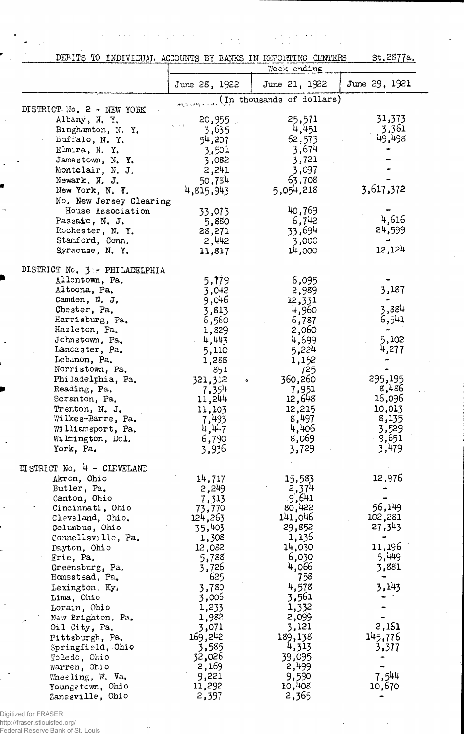DEBITS TO INDIVIDUAL ACCOUNTS BY BANKS IN REPORTING CENTERS St.2877a.

| | Week ending | | |
|---|---|---|---|
| | June 28, 1922 | June 21, 1922 | June 29, 1921 |
| | (In thousands of dollars) | | |
| **DISTRICT No. 2 - NEW YORK** | | | |
| Albany, N. Y. | 20,955 | 25,571 | 31,373 |
| Binghamton, N. Y. | 3,635 | 4,451 | 3,361 |
| Buffalo, N. Y. | 54,207 | 62,573 | 49,498 |
| Elmira, N. Y. | 3,501 | 3,674 | - |
| Jamestown, N. Y. | 3,082 | 3,721 | - |
| Montclair, N. J. | 2,241 | 3,097 | - |
| Newark, N. J. | 50,784 | 63,708 | - |
| New York, N. Y. | 4,815,943 | 5,054,218 | 3,617,372 |
| No. New Jersey Clearing House Association | 33,073 | 40,769 | - |
| Passaic, N. J. | 5,880 | 6,742 | 4,616 |
| Rochester, N. Y. | 28,271 | 33,694 | 24,599 |
| Stamford, Conn. | 2,442 | 3,000 | - |
| Syracuse, N. Y. | 11,817 | 14,000 | 12,124 |
| **DISTRICT No. 3 - PHILADELPHIA** | | | |
| Allentown, Pa. | 5,779 | 6,095 | - |
| Altoona, Pa. | 3,042 | 2,989 | 3,187 |
| Camden, N. J. | 9,046 | 12,331 | - |
| Chester, Pa. | 3,813 | 4,960 | 3,884 |
| Harrisburg, Pa. | 6,560 | 6,787 | 6,541 |
| Hazleton, Pa. | 1,829 | 2,060 | - |
| Johnstown, Pa. | 4,443 | 4,699 | 5,102 |
| Lancaster, Pa. | 5,110 | 5,224 | 4,277 |
| Lebanon, Pa. | 1,288 | 1,152 | - |
| Norristown, Pa. | 851 | 725 | - |
| Philadelphia, Pa. | 321,312 | 360,260 | 295,195 |
| Reading, Pa. | 7,354 | 7,951 | 8,486 |
| Scranton, Pa. | 11,244 | 12,648 | 16,096 |
| Trenton, N. J. | 11,103 | 12,215 | 10,013 |
| Wilkes-Barre, Pa. | 7,493 | 8,497 | 8,135 |
| Williamsport, Pa. | 4,447 | 4,406 | 3,529 |
| Wilmington, Del. | 6,790 | 8,069 | 9,651 |
| York, Pa. | 3,936 | 3,729 | 3,479 |
| **DISTRICT No. 4 - CLEVELAND** | | | |
| Akron, Ohio | 14,717 | 15,583 | 12,976 |
| Butler, Pa. | 2,249 | 2,374 | - |
| Canton, Ohio | 7,313 | 9,641 | - |
| Cincinnati, Ohio | 73,770 | 80,422 | 56,149 |
| Cleveland, Ohio | 124,263 | 141,046 | 102,281 |
| Columbus, Ohio | 35,403 | 29,852 | 27,343 |
| Connellsville, Pa. | 1,308 | 1,136 | - |
| Dayton, Ohio | 12,082 | 14,030 | 11,196 |
| Erie, Pa. | 5,788 | 6,030 | 5,449 |
| Greensburg, Pa. | 3,726 | 4,066 | 3,881 |
| Homestead, Pa. | 625 | 758 | - |
| Lexington, Ky. | 3,780 | 4,578 | 3,143 |
| Lima, Ohio | 3,006 | 3,561 | - |
| Lorain, Ohio | 1,233 | 1,332 | - |
| New Brighton, Pa. | 1,982 | 2,099 | - |
| Oil City, Pa. | 3,071 | 3,121 | 2,161 |
| Pittsburgh, Pa. | 169,242 | 189,138 | 145,776 |
| Springfield, Ohio | 3,585 | 4,313 | 3,377 |
| Toledo, Ohio | 32,026 | 39,095 | - |
| Warren, Ohio | 2,169 | 2,499 | - |
| Wheeling, W. Va. | 9,221 | 9,590 | 7,544 |
| Youngstown, Ohio | 11,292 | 10,408 | 10,670 |
| Zanesville, Ohio | 2,397 | 2,365 | - |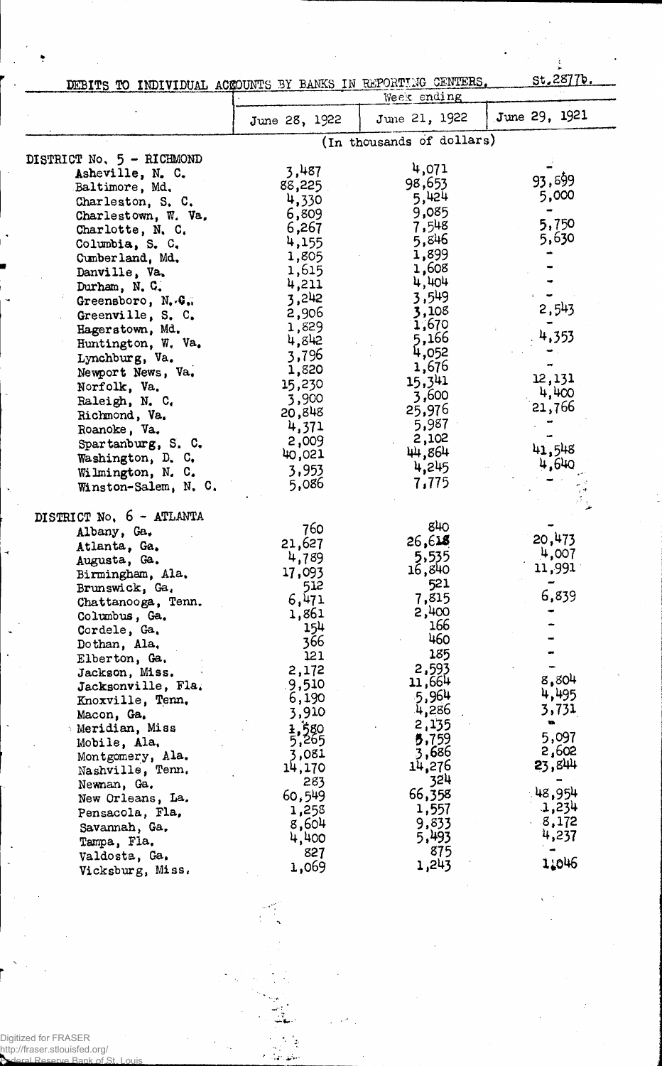DEBITS TO INDIVIDUAL ACCOUNTS BY BANKS IN REPORTING CENTERS. St.2877b.

| | Week ending | | |
|---|---|---|---|
| | June 28, 1922 | June 21, 1922 | June 29, 1921 |
| | (In thousands of dollars) | | |
| DISTRICT No. 5 - RICHMOND | | | |
| Asheville, N. C. | 3,487 | 4,071 | - |
| Baltimore, Md. | 88,225 | 98,653 | 93,699 |
| Charleston, S. C. | 4,330 | 5,424 | 5,000 |
| Charlestown, W. Va. | 6,809 | 9,085 | - |
| Charlotte, N. C. | 6,267 | 7,548 | 5,750 |
| Columbia, S. C. | 4,155 | 5,846 | 5,630 |
| Cumberland, Md. | 1,805 | 1,899 | - |
| Danville, Va. | 1,615 | 1,608 | - |
| Durham, N. C. | 4,211 | 4,404 | - |
| Greensboro, N. C. | 3,242 | 3,549 | - |
| Greenville, S. C. | 2,906 | 3,108 | 2,543 |
| Hagerstown, Md. | 1,829 | 1,670 | - |
| Huntington, W. Va. | 4,842 | 5,166 | 4,353 |
| Lynchburg, Va. | 3,796 | 4,052 | - |
| Newport News, Va. | 1,820 | 1,676 | - |
| Norfolk, Va. | 15,230 | 15,341 | 12,131 |
| Raleigh, N. C. | 3,900 | 3,600 | 4,400 |
| Richmond, Va. | 20,848 | 25,976 | 21,766 |
| Roanoke, Va. | 4,371 | 5,987 | - |
| Spartanburg, S. C. | 2,009 | 2,102 | - |
| Washington, D. C. | 40,021 | 44,864 | 41,548 |
| Wilmington, N. C. | 3,953 | 4,245 | 4,640 |
| Winston-Salem, N. C. | 5,086 | 7,775 | - |
| DISTRICT No. 6 - ATLANTA | | | |
| Albany, Ga. | 760 | 840 | - |
| Atlanta, Ga. | 21,627 | 26,618 | 20,473 |
| Augusta, Ga. | 4,789 | 5,535 | 4,007 |
| Birmingham, Ala. | 17,093 | 16,840 | 11,991 |
| Brunswick, Ga. | 512 | 521 | - |
| Chattanooga, Tenn. | 6,471 | 7,815 | 6,839 |
| Columbus, Ga. | 1,861 | 2,400 | - |
| Cordele, Ga. | 154 | 166 | - |
| Dothan, Ala. | 366 | 460 | - |
| Elberton, Ga. | 121 | 185 | - |
| Jackson, Miss. | 2,172 | 2,593 | - |
| Jacksonville, Fla. | 9,510 | 11,664 | 8,804 |
| Knoxville, Tenn. | 6,190 | 5,964 | 4,495 |
| Macon, Ga. | 3,910 | 4,286 | 3,731 |
| Meridian, Miss | 1,580 | 2,135 | - |
| Mobile, Ala. | 5,265 | 5,759 | 5,097 |
| Montgomery, Ala. | 3,081 | 3,686 | 2,602 |
| Nashville, Tenn. | 14,170 | 14,276 | 23,844 |
| Newnan, Ga. | 283 | 324 | - |
| New Orleans, La. | 60,549 | 66,358 | 48,954 |
| Pensacola, Fla. | 1,258 | 1,557 | 1,234 |
| Savannah, Ga. | 8,604 | 9,833 | 8,172 |
| Tampa, Fla. | 4,400 | 5,493 | 4,237 |
| Valdosta, Ga. | 827 | 875 | - |
| Vicksburg, Miss. | 1,069 | 1,243 | 1,046 |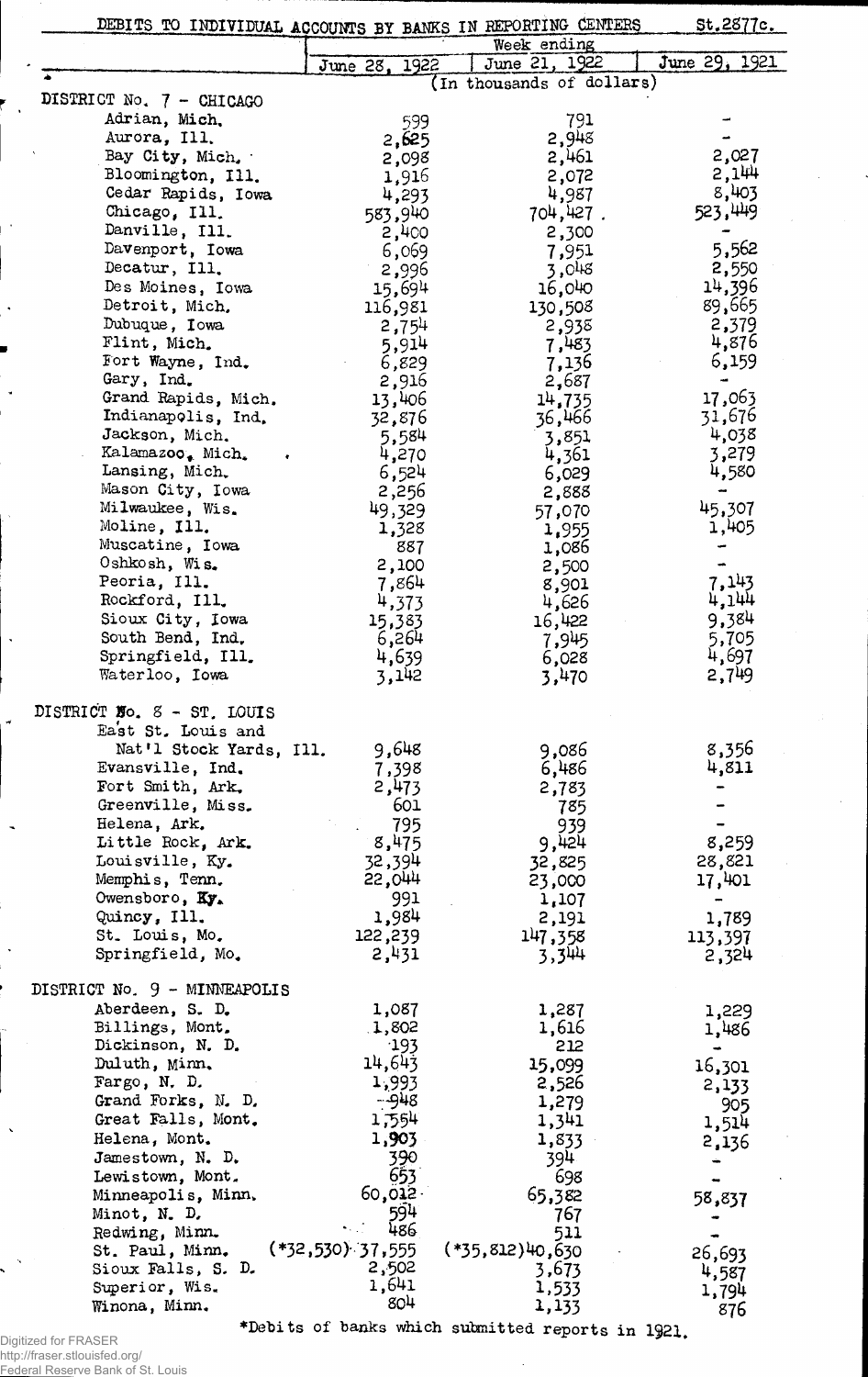DEBITS TO INDIVIDUAL ACCOUNTS BY BANKS IN REPORTING CENTERS St.2877c.

| | Week ending June 28, 1922 | Week ending June 21, 1922 | Week ending June 29, 1921 |
|---|---|---|---|
| | (In thousands of dollars) | | |
| **DISTRICT No. 7 - CHICAGO** | | | |
| Adrian, Mich. | 599 | 791 | - |
| Aurora, Ill. | 2,625 | 2,948 | - |
| Bay City, Mich. | 2,098 | 2,461 | 2,027 |
| Bloomington, Ill. | 1,916 | 2,072 | 2,144 |
| Cedar Rapids, Iowa | 4,293 | 4,987 | 8,403 |
| Chicago, Ill. | 583,940 | 704,427 | 523,449 |
| Danville, Ill. | 2,400 | 2,300 | - |
| Davenport, Iowa | 6,069 | 7,951 | 5,562 |
| Decatur, Ill. | 2,996 | 3,048 | 2,550 |
| Des Moines, Iowa | 15,694 | 16,040 | 14,396 |
| Detroit, Mich. | 116,981 | 130,508 | 89,665 |
| Dubuque, Iowa | 2,754 | 2,938 | 2,379 |
| Flint, Mich. | 5,914 | 7,483 | 4,876 |
| Fort Wayne, Ind. | 6,829 | 7,136 | 6,159 |
| Gary, Ind. | 2,916 | 2,687 | - |
| Grand Rapids, Mich. | 13,406 | 14,735 | 17,063 |
| Indianapolis, Ind. | 32,876 | 36,466 | 31,676 |
| Jackson, Mich. | 5,584 | 3,851 | 4,038 |
| Kalamazoo, Mich. | 4,270 | 4,361 | 3,279 |
| Lansing, Mich. | 6,524 | 6,029 | 4,580 |
| Mason City, Iowa | 2,256 | 2,888 | - |
| Milwaukee, Wis. | 49,329 | 57,070 | 45,307 |
| Moline, Ill. | 1,328 | 1,955 | 1,405 |
| Muscatine, Iowa | 887 | 1,086 | - |
| Oshkosh, Wis. | 2,100 | 2,500 | - |
| Peoria, Ill. | 7,864 | 8,901 | 7,143 |
| Rockford, Ill. | 4,373 | 4,626 | 4,144 |
| Sioux City, Iowa | 15,383 | 16,422 | 9,384 |
| South Bend, Ind. | 6,264 | 7,945 | 5,705 |
| Springfield, Ill. | 4,639 | 6,028 | 4,697 |
| Waterloo, Iowa | 3,142 | 3,470 | 2,749 |
| **DISTRICT No. 8 - ST. LOUIS** | | | |
| East St. Louis and Nat'l Stock Yards, Ill. | 9,648 | 9,086 | 8,356 |
| Evansville, Ind. | 7,398 | 6,486 | 4,811 |
| Fort Smith, Ark. | 2,473 | 2,783 | - |
| Greenville, Miss. | 601 | 785 | - |
| Helena, Ark. | 795 | 939 | - |
| Little Rock, Ark. | 8,475 | 9,424 | 8,259 |
| Louisville, Ky. | 32,394 | 32,825 | 28,821 |
| Memphis, Tenn. | 22,044 | 23,000 | 17,401 |
| Owensboro, Ky. | 991 | 1,107 | - |
| Quincy, Ill. | 1,984 | 2,191 | 1,789 |
| St. Louis, Mo. | 122,239 | 147,358 | 113,397 |
| Springfield, Mo. | 2,431 | 3,344 | 2,324 |
| **DISTRICT No. 9 - MINNEAPOLIS** | | | |
| Aberdeen, S. D. | 1,087 | 1,287 | 1,229 |
| Billings, Mont. | 1,802 | 1,616 | 1,486 |
| Dickinson, N. D. | 193 | 212 | - |
| Duluth, Minn. | 14,643 | 15,099 | 16,301 |
| Fargo, N. D. | 1,993 | 2,526 | 2,133 |
| Grand Forks, N. D. | 948 | 1,279 | 905 |
| Great Falls, Mont. | 1,554 | 1,341 | 1,514 |
| Helena, Mont. | 1,903 | 1,833 | 2,136 |
| Jamestown, N. D. | 390 | 394 | - |
| Lewistown, Mont. | 653 | 698 | - |
| Minneapolis, Minn. | 60,012 | 65,382 | 58,837 |
| Minot, N. D. | 594 | 767 | - |
| Redwing, Minn. | 486 | 511 | - |
| St. Paul, Minn. | (*32,530) 37,555 | (*35,812) 40,630 | 26,693 |
| Sioux Falls, S. D. | 2,502 | 3,673 | 4,587 |
| Superior, Wis. | 1,641 | 1,533 | 1,794 |
| Winona, Minn. | 804 | 1,133 | 876 |

*Debits of banks which submitted reports in 1921.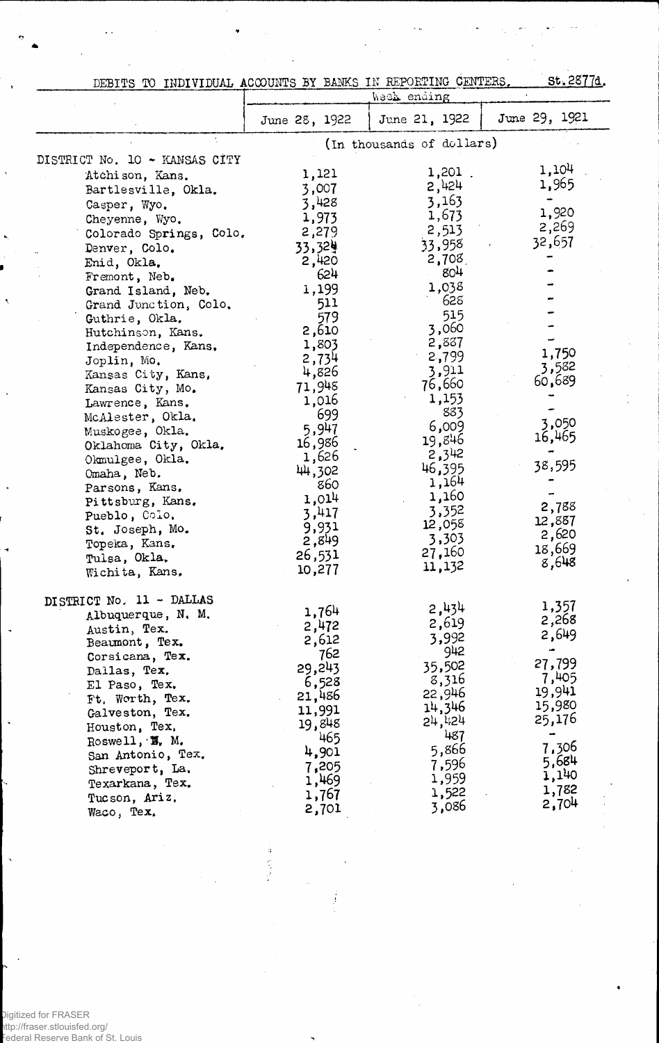DEBITS TO INDIVIDUAL ACCOUNTS BY BANKS IN REPORTING CENTERS. St.2877d.

| | Week ending | | |
|---|---|---|---|
| | June 28, 1922 | June 21, 1922 | June 29, 1921 |
| | (In thousands of dollars) | | |
| DISTRICT No. 10 - KANSAS CITY | | | |
| Atchison, Kans. | 1,121 | 1,201 | 1,104 |
| Bartlesville, Okla. | 3,007 | 2,424 | 1,965 |
| Casper, Wyo. | 3,428 | 3,163 | - |
| Cheyenne, Wyo. | 1,973 | 1,673 | 1,920 |
| Colorado Springs, Colo. | 2,279 | 2,513 | 2,269 |
| Denver, Colo. | 33,324 | 33,958 | 32,657 |
| Enid, Okla. | 2,420 | 2,708 | - |
| Fremont, Neb. | 624 | 804 | - |
| Grand Island, Neb. | 1,199 | 1,038 | - |
| Grand Junction, Colo. | 511 | 628 | - |
| Guthrie, Okla. | 579 | 515 | - |
| Hutchinson, Kans. | 2,610 | 3,060 | - |
| Independence, Kans. | 1,803 | 2,887 | - |
| Joplin, Mo. | 2,734 | 2,799 | 1,750 |
| Kansas City, Kans. | 4,826 | 3,911 | 3,582 |
| Kansas City, Mo. | 71,948 | 76,660 | 60,689 |
| Lawrence, Kans. | 1,016 | 1,153 | - |
| McAlester, Okla. | 699 | 883 | - |
| Muskogee, Okla. | 5,947 | 6,009 | 3,050 |
| Oklahoma City, Okla. | 16,986 | 19,846 | 16,465 |
| Okmulgee, Okla. | 1,626 | 2,342 | - |
| Omaha, Neb. | 44,302 | 46,395 | 38,595 |
| Parsons, Kans. | 860 | 1,164 | - |
| Pittsburg, Kans. | 1,014 | 1,160 | - |
| Pueblo, Colo. | 3,417 | 3,352 | 2,788 |
| St. Joseph, Mo. | 9,931 | 12,058 | 12,887 |
| Topeka, Kans. | 2,849 | 3,303 | 2,620 |
| Tulsa, Okla. | 26,531 | 27,160 | 18,669 |
| Wichita, Kans. | 10,277 | 11,132 | 8,648 |
| DISTRICT No. 11 - DALLAS | | | |
| Albuquerque, N. M. | 1,764 | 2,434 | 1,357 |
| Austin, Tex. | 2,472 | 2,619 | 2,268 |
| Beaumont, Tex. | 2,612 | 3,992 | 2,649 |
| Corsicana, Tex. | 762 | 942 | - |
| Dallas, Tex. | 29,243 | 35,502 | 27,799 |
| El Paso, Tex. | 6,528 | 8,316 | 7,405 |
| Ft. Worth, Tex. | 21,486 | 22,946 | 19,941 |
| Galveston, Tex. | 11,991 | 14,346 | 15,980 |
| Houston, Tex. | 19,848 | 24,424 | 25,176 |
| Roswell, N. M. | 465 | 487 | - |
| San Antonio, Tex. | 4,901 | 5,866 | 7,306 |
| Shreveport, La. | 7,205 | 7,596 | 5,684 |
| Texarkana, Tex. | 1,469 | 1,959 | 1,140 |
| Tucson, Ariz. | 1,767 | 1,522 | 1,782 |
| Waco, Tex. | 2,701 | 3,086 | 2,704 |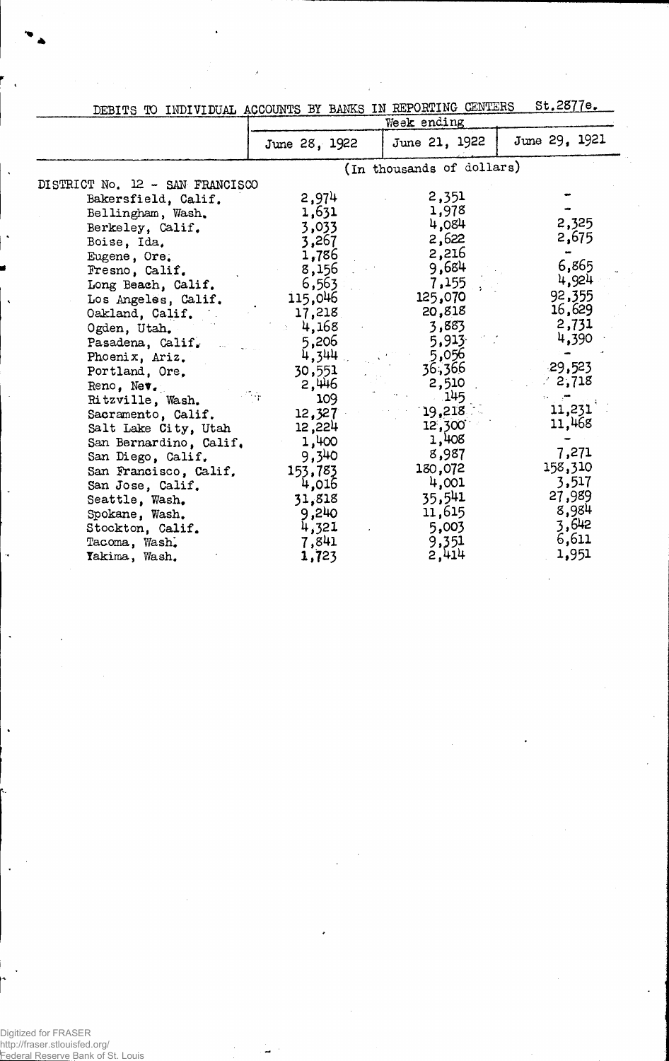DEBITS TO INDIVIDUAL ACCOUNTS BY BANKS IN REPORTING CENTERS St.2877e.

| | Week ending | | |
|---|---|---|---|
| | June 28, 1922 | June 21, 1922 | June 29, 1921 |
| | (In thousands of dollars) | | |
| DISTRICT No. 12 - SAN FRANCISCO | | | |
| Bakersfield, Calif. | 2,974 | 2,351 | - |
| Bellingham, Wash. | 1,631 | 1,978 | - |
| Berkeley, Calif. | 3,033 | 4,084 | 2,325 |
| Boise, Ida. | 3,267 | 2,622 | 2,675 |
| Eugene, Ore. | 1,786 | 2,216 | - |
| Fresno, Calif. | 8,156 | 9,684 | 6,865 |
| Long Beach, Calif. | 6,563 | 7,155 | 4,924 |
| Los Angeles, Calif. | 115,046 | 125,070 | 92,355 |
| Oakland, Calif. | 17,218 | 20,818 | 16,629 |
| Ogden, Utah. | 4,168 | 3,883 | 2,731 |
| Pasadena, Calif. | 5,206 | 5,913 | 4,390 |
| Phoenix, Ariz. | 4,344 | 5,056 | - |
| Portland, Ore. | 30,551 | 36,366 | 29,523 |
| Reno, Nev. | 2,446 | 2,510 | 2,718 |
| Ritzville, Wash. | 109 | 145 | - |
| Sacramento, Calif. | 12,327 | 19,218 | 11,231 |
| Salt Lake City, Utah | 12,224 | 12,300 | 11,468 |
| San Bernardino, Calif. | 1,400 | 1,408 | - |
| San Diego, Calif. | 9,340 | 8,987 | 7,271 |
| San Francisco, Calif. | 153,783 | 180,072 | 158,310 |
| San Jose, Calif. | 4,016 | 4,001 | 3,517 |
| Seattle, Wash. | 31,818 | 35,541 | 27,989 |
| Spokane, Wash. | 9,240 | 11,615 | 8,984 |
| Stockton, Calif. | 4,321 | 5,003 | 3,642 |
| Tacoma, Wash. | 7,841 | 9,351 | 6,611 |
| Yakima, Wash. | 1,723 | 2,414 | 1,951 |